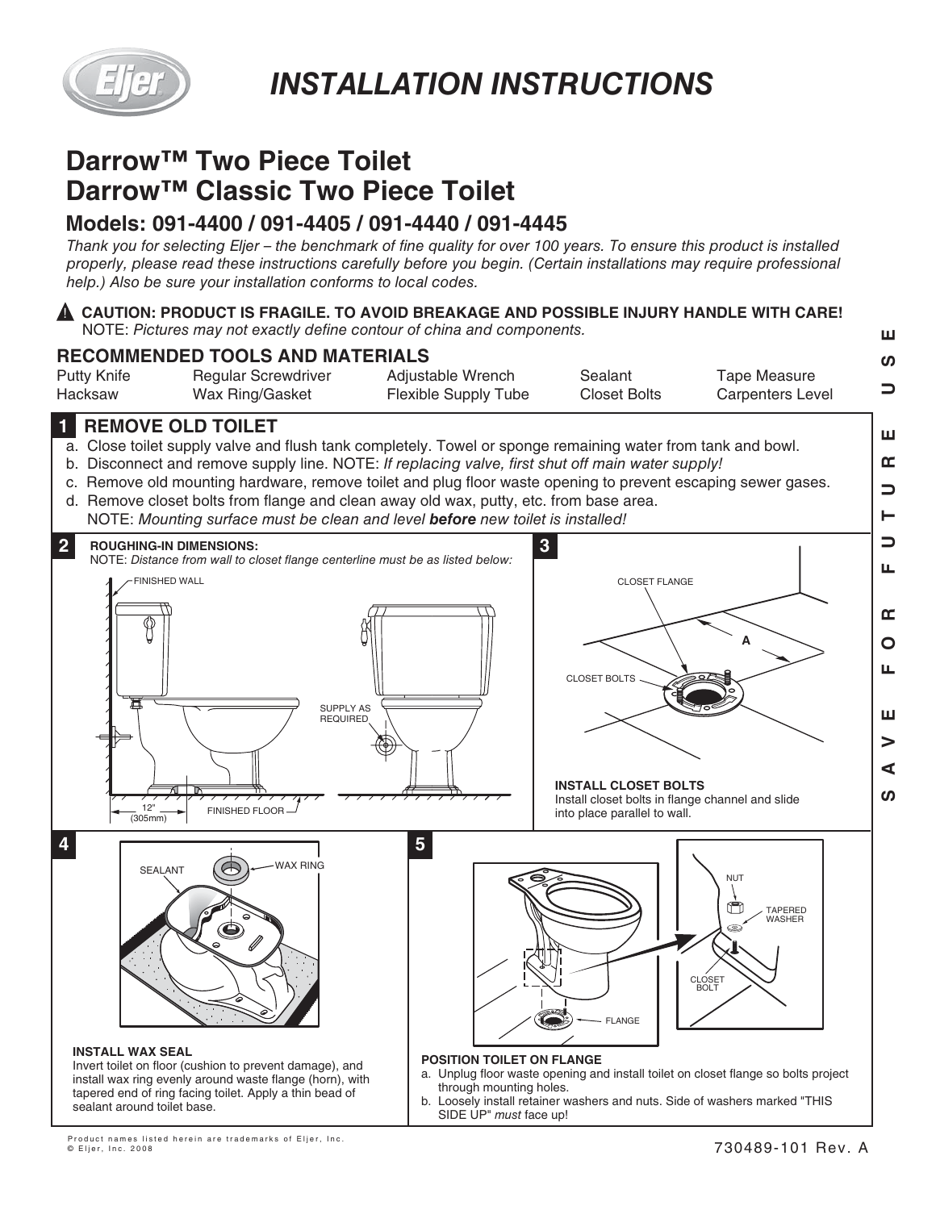# INSTALLATION INSTRUCTIONS

## Darrow™ Two Piece Toilet
## Darrow™ Classic Two Piece Toilet

### Models: 091-4400 / 091-4405 / 091-4440 / 091-4445

*Thank you for selecting Eljer – the benchmark of fine quality for over 100 years. To ensure this product is installed properly, please read these instructions carefully before you begin. (Certain installations may require professional help.) Also be sure your installation conforms to local codes.*

**⚠ CAUTION: PRODUCT IS FRAGILE. TO AVOID BREAKAGE AND POSSIBLE INJURY HANDLE WITH CARE!**
NOTE: *Pictures may not exactly define contour of china and components.*

### RECOMMENDED TOOLS AND MATERIALS

| | | | | |
|---|---|---|---|---|
| Putty Knife | Regular Screwdriver | Adjustable Wrench | Sealant | Tape Measure |
| Hacksaw | Wax Ring/Gasket | Flexible Supply Tube | Closet Bolts | Carpenters Level |

SAVE FOR FUTURE USE

### 1 REMOVE OLD TOILET

a. Close toilet supply valve and flush tank completely. Towel or sponge remaining water from tank and bowl.
b. Disconnect and remove supply line. NOTE: *If replacing valve, first shut off main water supply!*
c. Remove old mounting hardware, remove toilet and plug floor waste opening to prevent escaping sewer gases.
d. Remove closet bolts from flange and clean away old wax, putty, etc. from base area.
NOTE: *Mounting surface must be clean and level **before** new toilet is installed!*

### 2 ROUGHING-IN DIMENSIONS:

NOTE: *Distance from wall to closet flange centerline must be as listed below:*

FINISHED WALL

SUPPLY AS REQUIRED

12" (305mm)

FINISHED FLOOR

### 3

CLOSET FLANGE

A

CLOSET BOLTS

**INSTALL CLOSET BOLTS**
Install closet bolts in flange channel and slide into place parallel to wall.

### 4

SEALANT

WAX RING

**INSTALL WAX SEAL**
Invert toilet on floor (cushion to prevent damage), and install wax ring evenly around waste flange (horn), with tapered end of ring facing toilet. Apply a thin bead of sealant around toilet base.

### 5

NUT

TAPERED WASHER

CLOSET BOLT

FLANGE

**POSITION TOILET ON FLANGE**
a. Unplug floor waste opening and install toilet on closet flange so bolts project through mounting holes.
b. Loosely install retainer washers and nuts. Side of washers marked "THIS SIDE UP" *must* face up!

Product names listed herein are trademarks of Eljer, Inc.
© Eljer, Inc. 2008

730489-101 Rev. A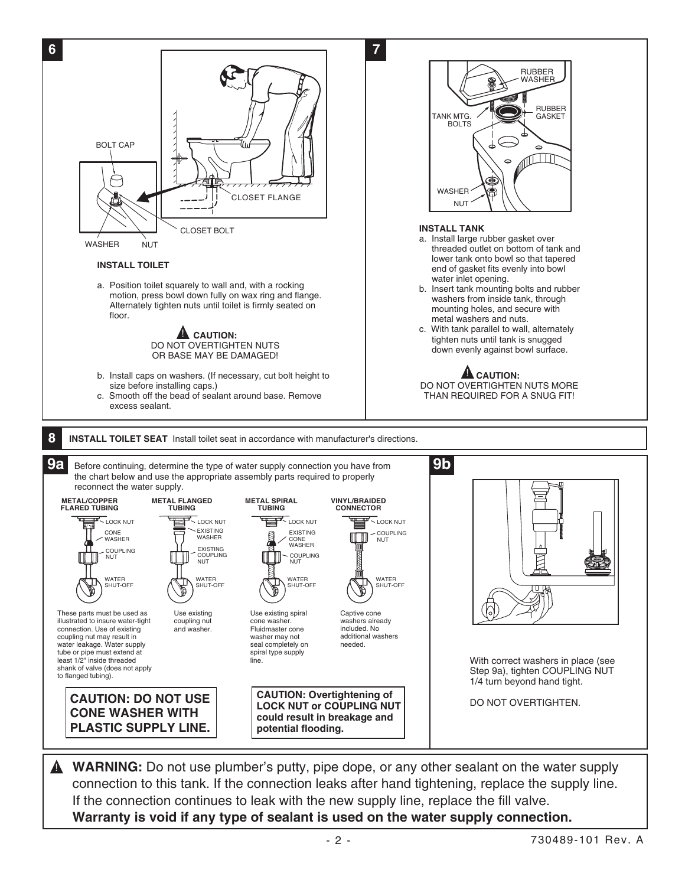## 6

BOLT CAP

CLOSET FLANGE

CLOSET BOLT

WASHER NUT

### INSTALL TOILET

a. Position toilet squarely to wall and, with a rocking motion, press bowl down fully on wax ring and flange. Alternately tighten nuts until toilet is firmly seated on floor.

**⚠ CAUTION:**
DO NOT OVERTIGHTEN NUTS OR BASE MAY BE DAMAGED!

b. Install caps on washers. (If necessary, cut bolt height to size before installing caps.)
c. Smooth off the bead of sealant around base. Remove excess sealant.

## 7

RUBBER WASHER

TANK MTG. BOLTS

RUBBER GASKET

WASHER

NUT

### INSTALL TANK

a. Install large rubber gasket over threaded outlet on bottom of tank and lower tank onto bowl so that tapered end of gasket fits evenly into bowl water inlet opening.
b. Insert tank mounting bolts and rubber washers from inside tank, through mounting holes, and secure with metal washers and nuts.
c. With tank parallel to wall, alternately tighten nuts until tank is snugged down evenly against bowl surface.

**⚠ CAUTION:**
DO NOT OVERTIGHTEN NUTS MORE THAN REQUIRED FOR A SNUG FIT!

## 8

**INSTALL TOILET SEAT** Install toilet seat in accordance with manufacturer's directions.

## 9a

Before continuing, determine the type of water supply connection you have from the chart below and use the appropriate assembly parts required to properly reconnect the water supply.

| METAL/COPPER FLARED TUBING | METAL FLANGED TUBING | METAL SPIRAL TUBING | VINYL/BRAIDED CONNECTOR |
|---|---|---|---|
| LOCK NUT, CONE WASHER, COUPLING NUT, WATER SHUT-OFF | LOCK NUT, EXISTING WASHER, EXISTING COUPLING NUT, WATER SHUT-OFF | LOCK NUT, EXISTING CONE WASHER, COUPLING NUT, WATER SHUT-OFF | LOCK NUT, COUPLING NUT, WATER SHUT-OFF |
| These parts must be used as illustrated to insure water-tight connection. Use of existing coupling nut may result in water leakage. Water supply tube or pipe must extend at least 1/2" inside threaded shank of valve (does not apply to flanged tubing). | Use existing coupling nut and washer. | Use existing spiral cone washer. Fluidmaster cone washer may not seal completely on spiral type supply line. | Captive cone washers already included. No additional washers needed. |

**CAUTION: DO NOT USE CONE WASHER WITH PLASTIC SUPPLY LINE.**

**CAUTION: Overtightening of LOCK NUT or COUPLING NUT could result in breakage and potential flooding.**

## 9b

With correct washers in place (see Step 9a), tighten COUPLING NUT 1/4 turn beyond hand tight.

DO NOT OVERTIGHTEN.

---

⚠ **WARNING:** Do not use plumber's putty, pipe dope, or any other sealant on the water supply connection to this tank. If the connection leaks after hand tightening, replace the supply line. If the connection continues to leak with the new supply line, replace the fill valve.
**Warranty is void if any type of sealant is used on the water supply connection.**

730489-101 Rev. A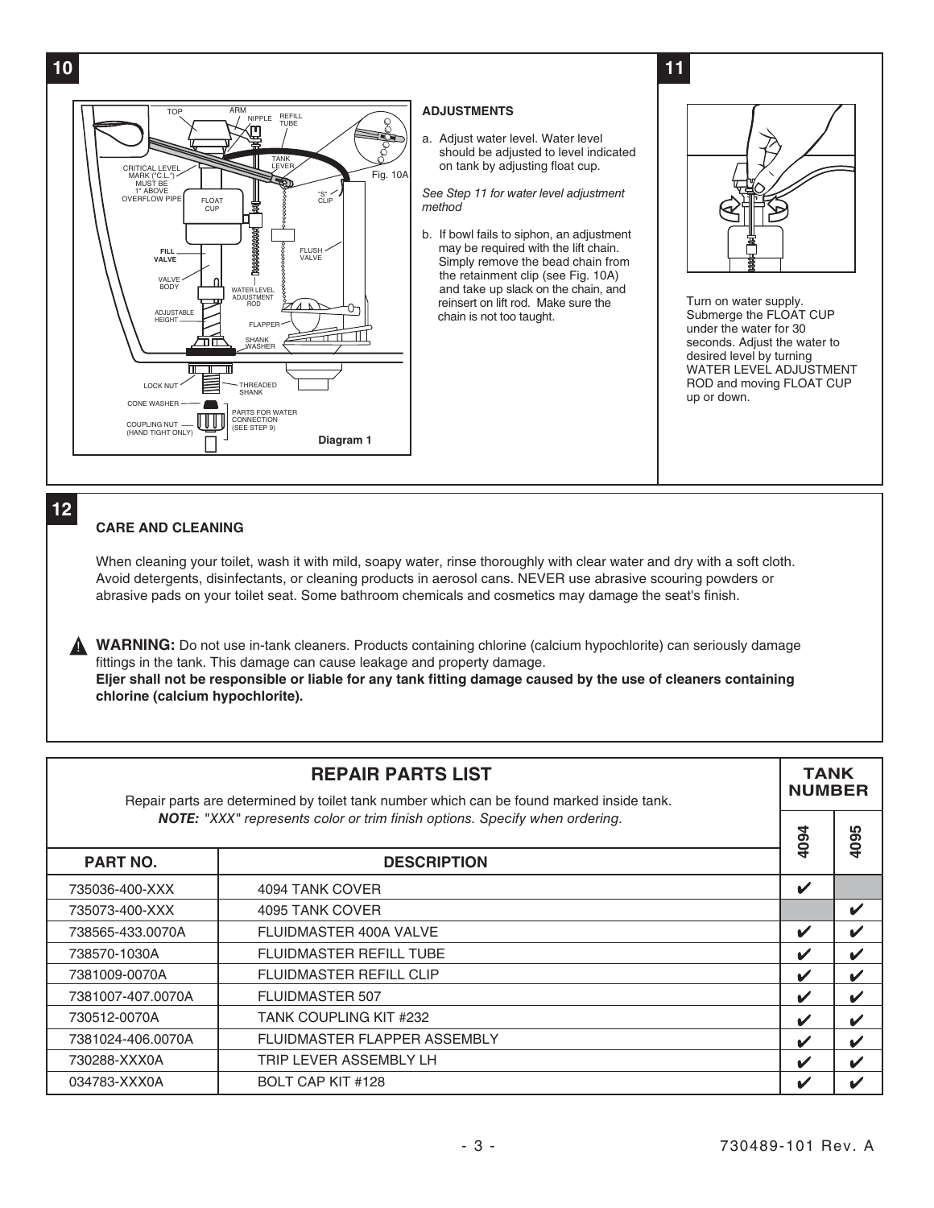## 10

**ADJUSTMENTS**

a. Adjust water level. Water level should be adjusted to level indicated on tank by adjusting float cup.

*See Step 11 for water level adjustment method*

b. If bowl fails to siphon, an adjustment may be required with the lift chain. Simply remove the bead chain from the retainment clip (see Fig. 10A) and take up slack on the chain, and reinsert on lift rod. Make sure the chain is not too taught.

## 11

Turn on water supply. Submerge the FLOAT CUP under the water for 30 seconds. Adjust the water to desired level by turning WATER LEVEL ADJUSTMENT ROD and moving FLOAT CUP up or down.

## 12

**CARE AND CLEANING**

When cleaning your toilet, wash it with mild, soapy water, rinse thoroughly with clear water and dry with a soft cloth. Avoid detergents, disinfectants, or cleaning products in aerosol cans. NEVER use abrasive scouring powders or abrasive pads on your toilet seat. Some bathroom chemicals and cosmetics may damage the seat's finish.

**WARNING:** Do not use in-tank cleaners. Products containing chlorine (calcium hypochlorite) can seriously damage fittings in the tank. This damage can cause leakage and property damage.
**Eljer shall not be responsible or liable for any tank fitting damage caused by the use of cleaners containing chlorine (calcium hypochlorite).**

## REPAIR PARTS LIST

Repair parts are determined by toilet tank number which can be found marked inside tank.
***NOTE:** "XXX" represents color or trim finish options. Specify when ordering.*

| PART NO. | DESCRIPTION | TANK NUMBER 4094 | TANK NUMBER 4095 |
|---|---|---|---|
| 735036-400-XXX | 4094 TANK COVER | ✔ | |
| 735073-400-XXX | 4095 TANK COVER | | ✔ |
| 738565-433.0070A | FLUIDMASTER 400A VALVE | ✔ | ✔ |
| 738570-1030A | FLUIDMASTER REFILL TUBE | ✔ | ✔ |
| 7381009-0070A | FLUIDMASTER REFILL CLIP | ✔ | ✔ |
| 7381007-407.0070A | FLUIDMASTER 507 | ✔ | ✔ |
| 730512-0070A | TANK COUPLING KIT #232 | ✔ | ✔ |
| 7381024-406.0070A | FLUIDMASTER FLAPPER ASSEMBLY | ✔ | ✔ |
| 730288-XXX0A | TRIP LEVER ASSEMBLY LH | ✔ | ✔ |
| 034783-XXX0A | BOLT CAP KIT #128 | ✔ | ✔ |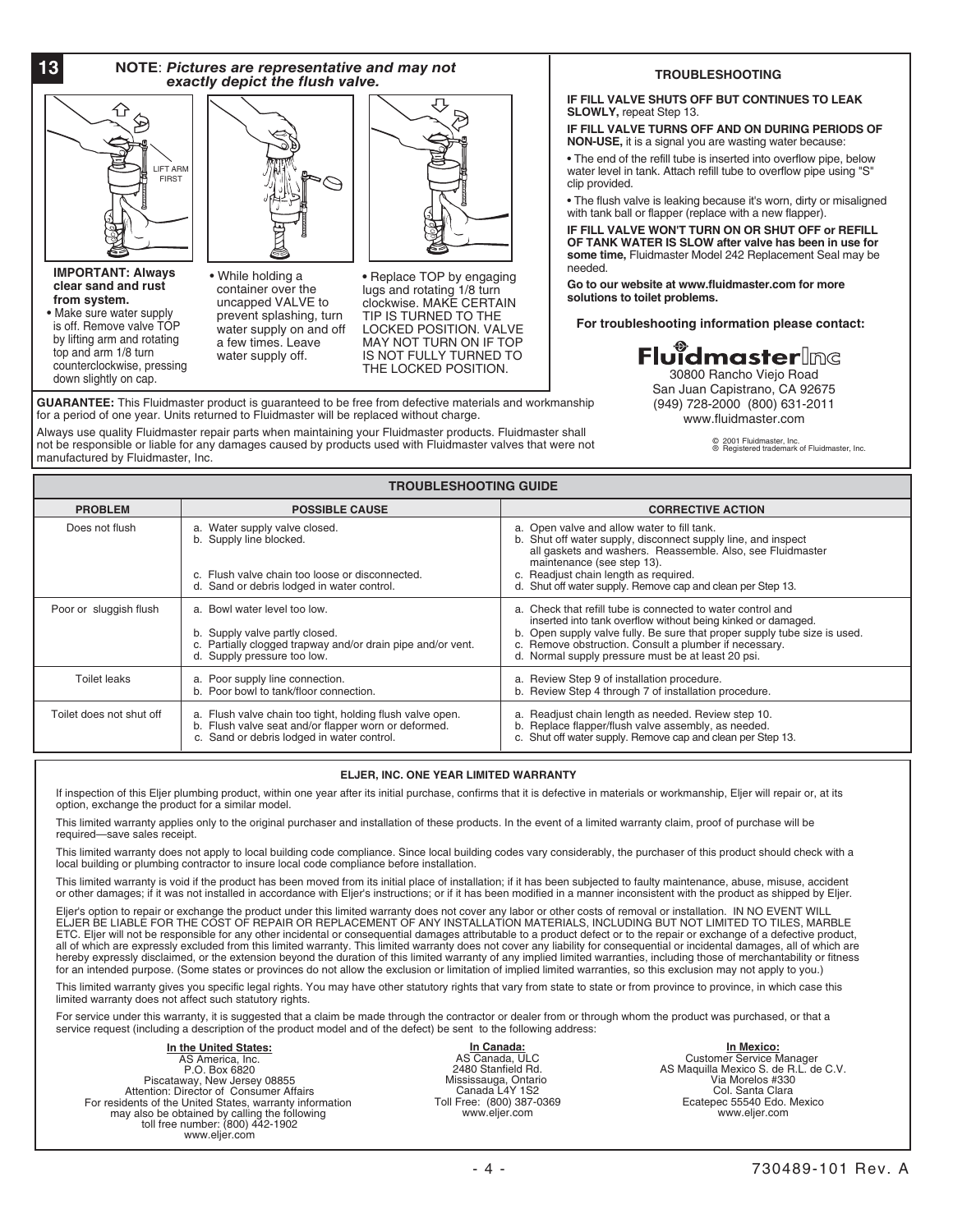## 13

**NOTE**: ***Pictures are representative and may not exactly depict the flush valve.***

LIFT ARM FIRST

**IMPORTANT: Always clear sand and rust from system.**

- Make sure water supply is off. Remove valve TOP by lifting arm and rotating top and arm 1/8 turn counterclockwise, pressing down slightly on cap.

- While holding a container over the uncapped VALVE to prevent splashing, turn water supply on and off a few times. Leave water supply off.

- Replace TOP by engaging lugs and rotating 1/8 turn clockwise. MAKE CERTAIN TIP IS TURNED TO THE LOCKED POSITION. VALVE MAY NOT TURN ON IF TOP IS NOT FULLY TURNED TO THE LOCKED POSITION.

**GUARANTEE:** This Fluidmaster product is guaranteed to be free from defective materials and workmanship for a period of one year. Units returned to Fluidmaster will be replaced without charge.

Always use quality Fluidmaster repair parts when maintaining your Fluidmaster products. Fluidmaster shall not be responsible or liable for any damages caused by products used with Fluidmaster valves that were not manufactured by Fluidmaster, Inc.

### TROUBLESHOOTING

**IF FILL VALVE SHUTS OFF BUT CONTINUES TO LEAK SLOWLY,** repeat Step 13.

**IF FILL VALVE TURNS OFF AND ON DURING PERIODS OF NON-USE,** it is a signal you are wasting water because:

- The end of the refill tube is inserted into overflow pipe, below water level in tank. Attach refill tube to overflow pipe using "S" clip provided.
- The flush valve is leaking because it's worn, dirty or misaligned with tank ball or flapper (replace with a new flapper).

**IF FILL VALVE WON'T TURN ON OR SHUT OFF or REFILL OF TANK WATER IS SLOW after valve has been in use for some time,** Fluidmaster Model 242 Replacement Seal may be needed.

**Go to our website at www.fluidmaster.com for more solutions to toilet problems.**

**For troubleshooting information please contact:**

**Fluidmaster Inc**
30800 Rancho Viejo Road
San Juan Capistrano, CA 92675
(949) 728-2000 (800) 631-2011
www.fluidmaster.com

© 2001 Fluidmaster, Inc.
® Registered trademark of Fluidmaster, Inc.

### TROUBLESHOOTING GUIDE

| PROBLEM | POSSIBLE CAUSE | CORRECTIVE ACTION |
|---|---|---|
| Does not flush | a. Water supply valve closed.<br>b. Supply line blocked.<br>c. Flush valve chain too loose or disconnected.<br>d. Sand or debris lodged in water control. | a. Open valve and allow water to fill tank.<br>b. Shut off water supply, disconnect supply line, and inspect all gaskets and washers. Reassemble. Also, see Fluidmaster maintenance (see step 13).<br>c. Readjust chain length as required.<br>d. Shut off water supply. Remove cap and clean per Step 13. |
| Poor or sluggish flush | a. Bowl water level too low.<br>b. Supply valve partly closed.<br>c. Partially clogged trapway and/or drain pipe and/or vent.<br>d. Supply pressure too low. | a. Check that refill tube is connected to water control and inserted into tank overflow without being kinked or damaged.<br>b. Open supply valve fully. Be sure that proper supply tube size is used.<br>c. Remove obstruction. Consult a plumber if necessary.<br>d. Normal supply pressure must be at least 20 psi. |
| Toilet leaks | a. Poor supply line connection.<br>b. Poor bowl to tank/floor connection. | a. Review Step 9 of installation procedure.<br>b. Review Step 4 through 7 of installation procedure. |
| Toilet does not shut off | a. Flush valve chain too tight, holding flush valve open.<br>b. Flush valve seat and/or flapper worn or deformed.<br>c. Sand or debris lodged in water control. | a. Readjust chain length as needed. Review step 10.<br>b. Replace flapper/flush valve assembly, as needed.<br>c. Shut off water supply. Remove cap and clean per Step 13. |

### ELJER, INC. ONE YEAR LIMITED WARRANTY

If inspection of this Eljer plumbing product, within one year after its initial purchase, confirms that it is defective in materials or workmanship, Eljer will repair or, at its option, exchange the product for a similar model.

This limited warranty applies only to the original purchaser and installation of these products. In the event of a limited warranty claim, proof of purchase will be required—save sales receipt.

This limited warranty does not apply to local building code compliance. Since local building codes vary considerably, the purchaser of this product should check with a local building or plumbing contractor to insure local code compliance before installation.

This limited warranty is void if the product has been moved from its initial place of installation; if it has been subjected to faulty maintenance, abuse, misuse, accident or other damages; if it was not installed in accordance with Eljer's instructions; or if it has been modified in a manner inconsistent with the product as shipped by Eljer.

Eljer's option to repair or exchange the product under this limited warranty does not cover any labor or other costs of removal or installation. IN NO EVENT WILL ELJER BE LIABLE FOR THE COST OF REPAIR OR REPLACEMENT OF ANY INSTALLATION MATERIALS, INCLUDING BUT NOT LIMITED TO TILES, MARBLE ETC. Eljer will not be responsible for any other incidental or consequential damages attributable to a product defect or to the repair or exchange of a defective product, all of which are expressly excluded from this limited warranty. This limited warranty does not cover any liability for consequential or incidental damages, all of which are hereby expressly disclaimed, or the extension beyond the duration of this limited warranty of any implied limited warranties, including those of merchantability or fitness for an intended purpose. (Some states or provinces do not allow the exclusion or limitation of implied limited warranties, so this exclusion may not apply to you.)

This limited warranty gives you specific legal rights. You may have other statutory rights that vary from state to state or from province to province, in which case this limited warranty does not affect such statutory rights.

For service under this warranty, it is suggested that a claim be made through the contractor or dealer from or through whom the product was purchased, or that a service request (including a description of the product model and of the defect) be sent to the following address:

**In the United States:**
AS America, Inc.
P.O. Box 6820
Piscataway, New Jersey 08855
Attention: Director of Consumer Affairs
For residents of the United States, warranty information may also be obtained by calling the following toll free number: (800) 442-1902
www.eljer.com

**In Canada:**
AS Canada, ULC
2480 Stanfield Rd.
Mississauga, Ontario
Canada L4Y 1S2
Toll Free: (800) 387-0369
www.eljer.com

**In Mexico:**
Customer Service Manager
AS Maquilla Mexico S. de R.L. de C.V.
Via Morelos #330
Col. Santa Clara
Ecatepec 55540 Edo. Mexico
www.eljer.com

730489-101 Rev. A